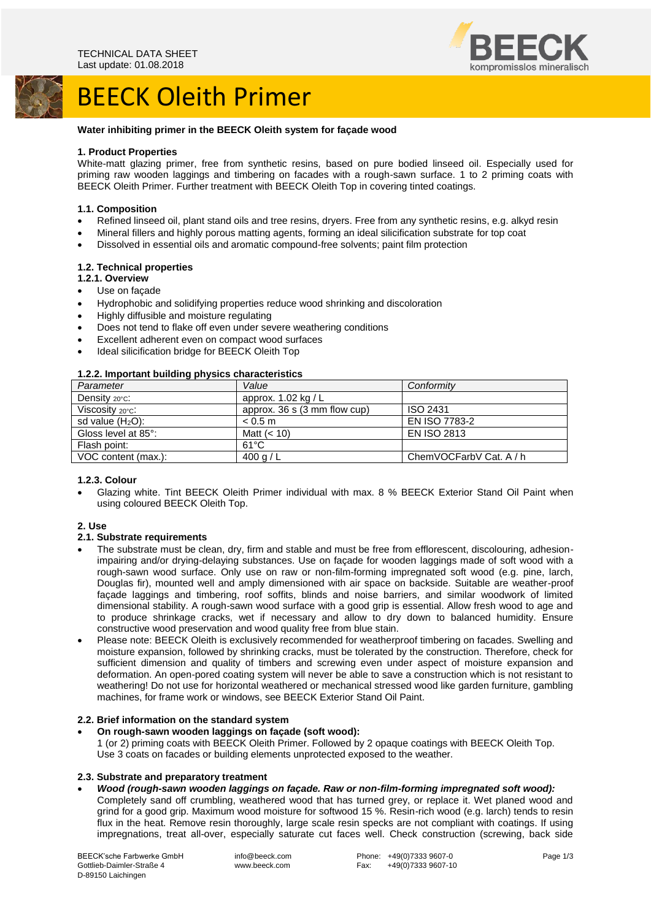TECHNICAL DATA SHEET
Last update: 01.08.2018

# BEECK Oleith Primer

**Water inhibiting primer in the BEECK Oleith system for façade wood**

### 1. Product Properties

White-matt glazing primer, free from synthetic resins, based on pure bodied linseed oil. Especially used for priming raw wooden laggings and timbering on facades with a rough-sawn surface. 1 to 2 priming coats with BEECK Oleith Primer. Further treatment with BEECK Oleith Top in covering tinted coatings.

### 1.1. Composition

- Refined linseed oil, plant stand oils and tree resins, dryers. Free from any synthetic resins, e.g. alkyd resin
- Mineral fillers and highly porous matting agents, forming an ideal silicification substrate for top coat
- Dissolved in essential oils and aromatic compound-free solvents; paint film protection

### 1.2. Technical properties

#### 1.2.1. Overview

- Use on façade
- Hydrophobic and solidifying properties reduce wood shrinking and discoloration
- Highly diffusible and moisture regulating
- Does not tend to flake off even under severe weathering conditions
- Excellent adherent even on compact wood surfaces
- Ideal silicification bridge for BEECK Oleith Top

#### 1.2.2. Important building physics characteristics

| *Parameter* | *Value* | *Conformity* |
|---|---|---|
| Density $_{20°C}$: | approx. 1.02 kg / L | |
| Viscosity $_{20°C}$: | approx. 36 s (3 mm flow cup) | ISO 2431 |
| sd value ($H_2O$): | < 0.5 m | EN ISO 7783-2 |
| Gloss level at 85°: | Matt (< 10) | EN ISO 2813 |
| Flash point: | 61°C | |
| VOC content (max.): | 400 g / L | ChemVOCFarbV Cat. A / h |

#### 1.2.3. Colour

- Glazing white. Tint BEECK Oleith Primer individual with max. 8 % BEECK Exterior Stand Oil Paint when using coloured BEECK Oleith Top.

### 2. Use

### 2.1. Substrate requirements

- The substrate must be clean, dry, firm and stable and must be free from efflorescent, discolouring, adhesion-impairing and/or drying-delaying substances. Use on façade for wooden laggings made of soft wood with a rough-sawn wood surface. Only use on raw or non-film-forming impregnated soft wood (e.g. pine, larch, Douglas fir), mounted well and amply dimensioned with air space on backside. Suitable are weather-proof façade laggings and timbering, roof soffits, blinds and noise barriers, and similar woodwork of limited dimensional stability. A rough-sawn wood surface with a good grip is essential. Allow fresh wood to age and to produce shrinkage cracks, wet if necessary and allow to dry down to balanced humidity. Ensure constructive wood preservation and wood quality free from blue stain.
- Please note: BEECK Oleith is exclusively recommended for weatherproof timbering on facades. Swelling and moisture expansion, followed by shrinking cracks, must be tolerated by the construction. Therefore, check for sufficient dimension and quality of timbers and screwing even under aspect of moisture expansion and deformation. An open-pored coating system will never be able to save a construction which is not resistant to weathering! Do not use for horizontal weathered or mechanical stressed wood like garden furniture, gambling machines, for frame work or windows, see BEECK Exterior Stand Oil Paint.

### 2.2. Brief information on the standard system

- **On rough-sawn wooden laggings on façade (soft wood):**
  1 (or 2) priming coats with BEECK Oleith Primer. Followed by 2 opaque coatings with BEECK Oleith Top. Use 3 coats on facades or building elements unprotected exposed to the weather.

### 2.3. Substrate and preparatory treatment

- ***Wood (rough-sawn wooden laggings on façade. Raw or non-film-forming impregnated soft wood):***
  Completely sand off crumbling, weathered wood that has turned grey, or replace it. Wet planed wood and grind for a good grip. Maximum wood moisture for softwood 15 %. Resin-rich wood (e.g. larch) tends to resin flux in the heat. Remove resin thoroughly, large scale resin specks are not compliant with coatings. If using impregnations, treat all-over, especially saturate cut faces well. Check construction (screwing, back side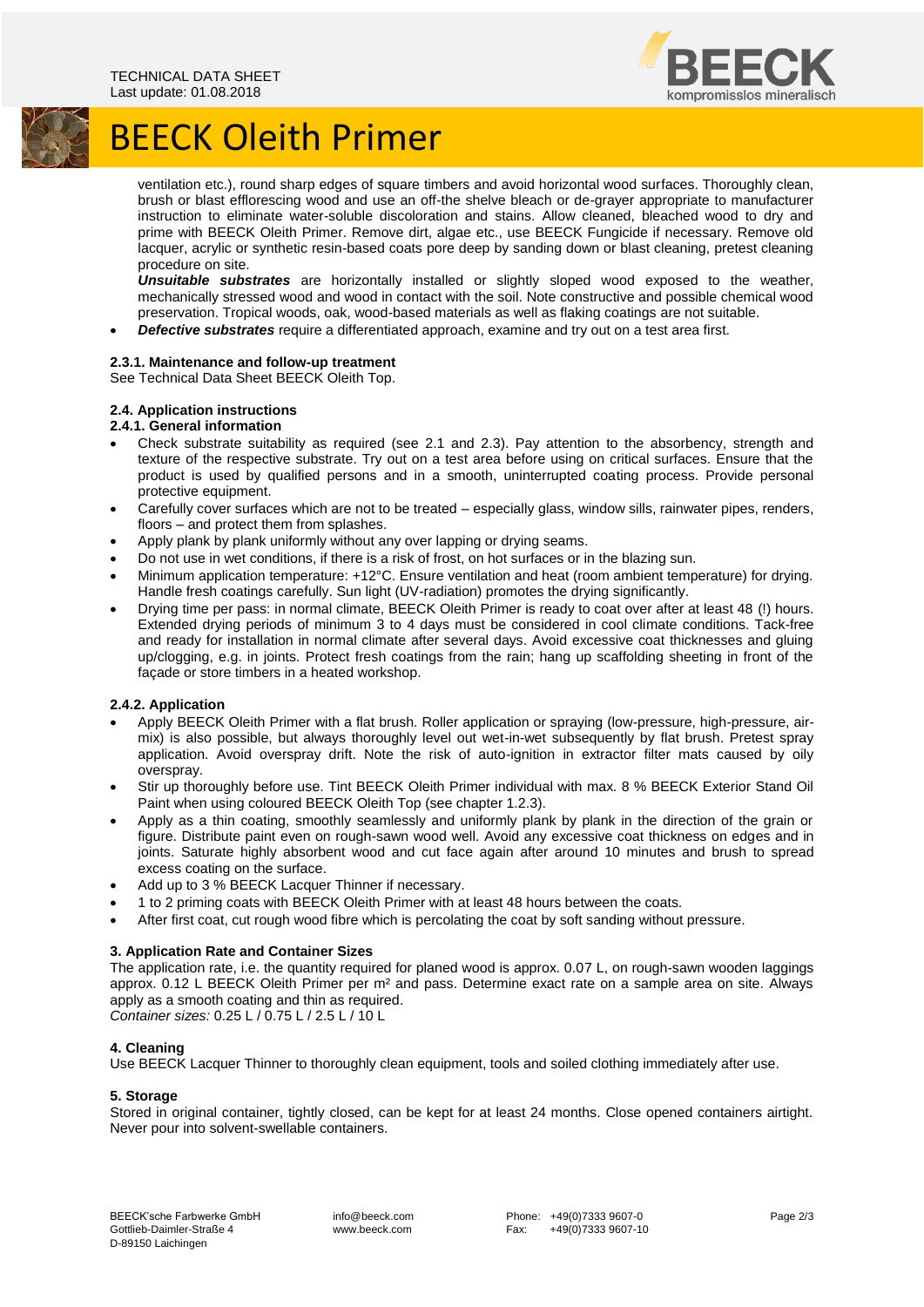ventilation etc.), round sharp edges of square timbers and avoid horizontal wood surfaces. Thoroughly clean, brush or blast efflorescing wood and use an off-the shelve bleach or de-grayer appropriate to manufacturer instruction to eliminate water-soluble discoloration and stains. Allow cleaned, bleached wood to dry and prime with BEECK Oleith Primer. Remove dirt, algae etc., use BEECK Fungicide if necessary. Remove old lacquer, acrylic or synthetic resin-based coats pore deep by sanding down or blast cleaning, pretest cleaning procedure on site.
***Unsuitable substrates*** are horizontally installed or slightly sloped wood exposed to the weather, mechanically stressed wood and wood in contact with the soil. Note constructive and possible chemical wood preservation. Tropical woods, oak, wood-based materials as well as flaking coatings are not suitable.

- ***Defective substrates*** require a differentiated approach, examine and try out on a test area first.

#### 2.3.1. Maintenance and follow-up treatment

See Technical Data Sheet BEECK Oleith Top.

### 2.4. Application instructions

#### 2.4.1. General information

- Check substrate suitability as required (see 2.1 and 2.3). Pay attention to the absorbency, strength and texture of the respective substrate. Try out on a test area before using on critical surfaces. Ensure that the product is used by qualified persons and in a smooth, uninterrupted coating process. Provide personal protective equipment.
- Carefully cover surfaces which are not to be treated – especially glass, window sills, rainwater pipes, renders, floors – and protect them from splashes.
- Apply plank by plank uniformly without any over lapping or drying seams.
- Do not use in wet conditions, if there is a risk of frost, on hot surfaces or in the blazing sun.
- Minimum application temperature: +12°C. Ensure ventilation and heat (room ambient temperature) for drying. Handle fresh coatings carefully. Sun light (UV-radiation) promotes the drying significantly.
- Drying time per pass: in normal climate, BEECK Oleith Primer is ready to coat over after at least 48 (!) hours. Extended drying periods of minimum 3 to 4 days must be considered in cool climate conditions. Tack-free and ready for installation in normal climate after several days. Avoid excessive coat thicknesses and gluing up/clogging, e.g. in joints. Protect fresh coatings from the rain; hang up scaffolding sheeting in front of the façade or store timbers in a heated workshop.

#### 2.4.2. Application

- Apply BEECK Oleith Primer with a flat brush. Roller application or spraying (low-pressure, high-pressure, air-mix) is also possible, but always thoroughly level out wet-in-wet subsequently by flat brush. Pretest spray application. Avoid overspray drift. Note the risk of auto-ignition in extractor filter mats caused by oily overspray.
- Stir up thoroughly before use. Tint BEECK Oleith Primer individual with max. 8 % BEECK Exterior Stand Oil Paint when using coloured BEECK Oleith Top (see chapter 1.2.3).
- Apply as a thin coating, smoothly seamlessly and uniformly plank by plank in the direction of the grain or figure. Distribute paint even on rough-sawn wood well. Avoid any excessive coat thickness on edges and in joints. Saturate highly absorbent wood and cut face again after around 10 minutes and brush to spread excess coating on the surface.
- Add up to 3 % BEECK Lacquer Thinner if necessary.
- 1 to 2 priming coats with BEECK Oleith Primer with at least 48 hours between the coats.
- After first coat, cut rough wood fibre which is percolating the coat by soft sanding without pressure.

## 3. Application Rate and Container Sizes

The application rate, i.e. the quantity required for planed wood is approx. 0.07 L, on rough-sawn wooden laggings approx. 0.12 L BEECK Oleith Primer per m² and pass. Determine exact rate on a sample area on site. Always apply as a smooth coating and thin as required.
*Container sizes:* 0.25 L / 0.75 L / 2.5 L / 10 L

## 4. Cleaning

Use BEECK Lacquer Thinner to thoroughly clean equipment, tools and soiled clothing immediately after use.

## 5. Storage

Stored in original container, tightly closed, can be kept for at least 24 months. Close opened containers airtight. Never pour into solvent-swellable containers.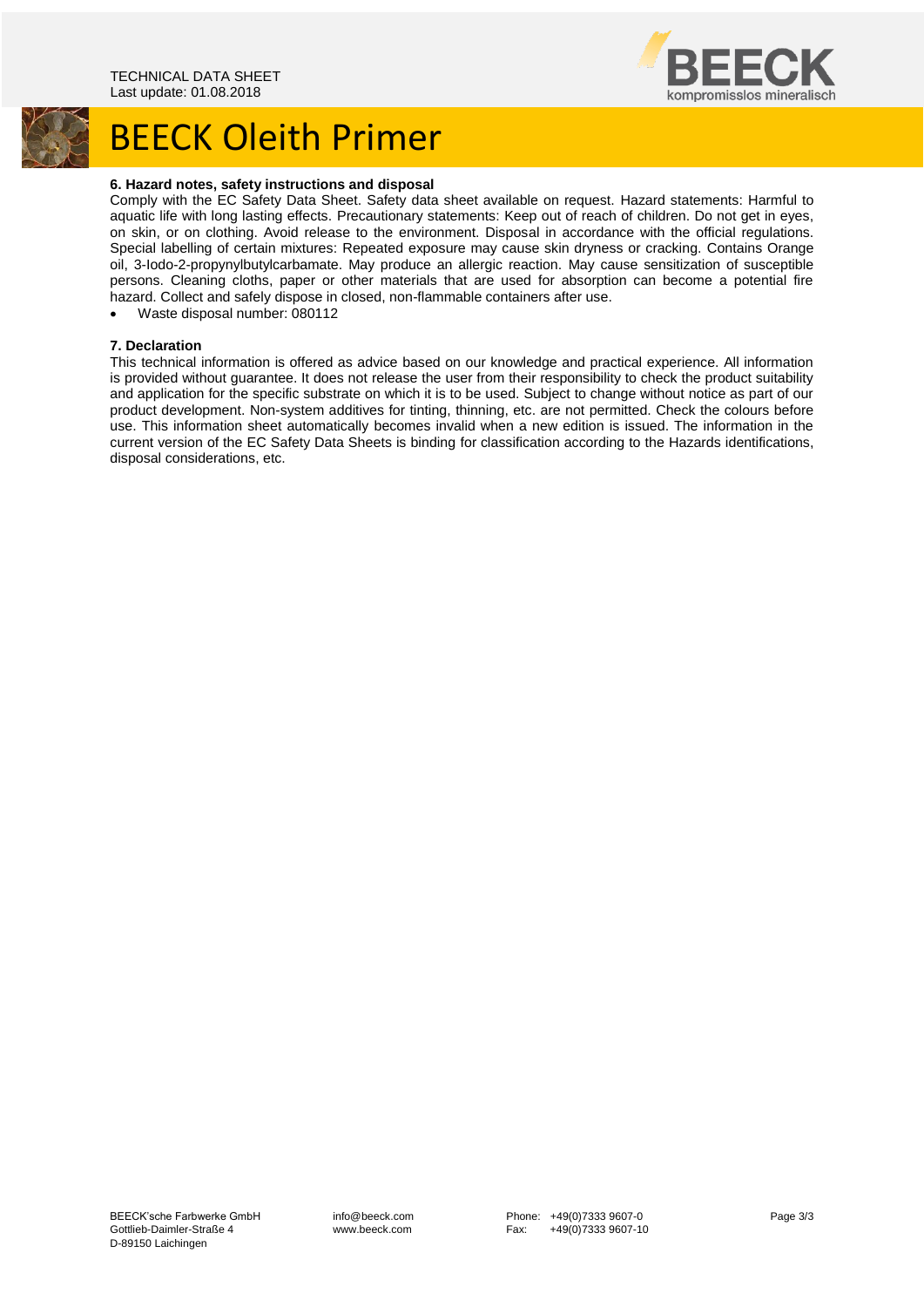# BEECK Oleith Primer

### 6. Hazard notes, safety instructions and disposal

Comply with the EC Safety Data Sheet. Safety data sheet available on request. Hazard statements: Harmful to aquatic life with long lasting effects. Precautionary statements: Keep out of reach of children. Do not get in eyes, on skin, or on clothing. Avoid release to the environment. Disposal in accordance with the official regulations. Special labelling of certain mixtures: Repeated exposure may cause skin dryness or cracking. Contains Orange oil, 3-Iodo-2-propynylbutylcarbamate. May produce an allergic reaction. May cause sensitization of susceptible persons. Cleaning cloths, paper or other materials that are used for absorption can become a potential fire hazard. Collect and safely dispose in closed, non-flammable containers after use.

- Waste disposal number: 080112

### 7. Declaration

This technical information is offered as advice based on our knowledge and practical experience. All information is provided without guarantee. It does not release the user from their responsibility to check the product suitability and application for the specific substrate on which it is to be used. Subject to change without notice as part of our product development. Non-system additives for tinting, thinning, etc. are not permitted. Check the colours before use. This information sheet automatically becomes invalid when a new edition is issued. The information in the current version of the EC Safety Data Sheets is binding for classification according to the Hazards identifications, disposal considerations, etc.